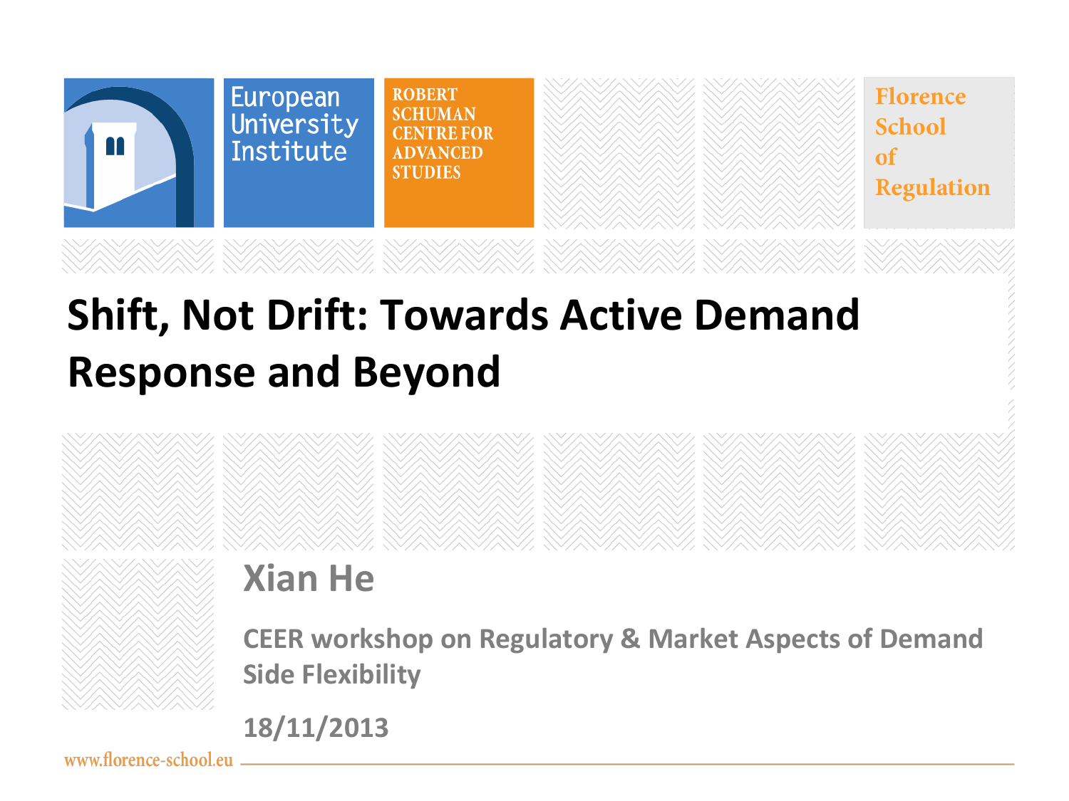European University Institute

ROBERT SCHUMAN CENTRE FOR ADVANCED STUDIES

Florence School of Regulation

# Shift, Not Drift: Towards Active Demand Response and Beyond

## Xian He

**CEER workshop on Regulatory & Market Aspects of Demand Side Flexibility**

**18/11/2013**

www.florence-school.eu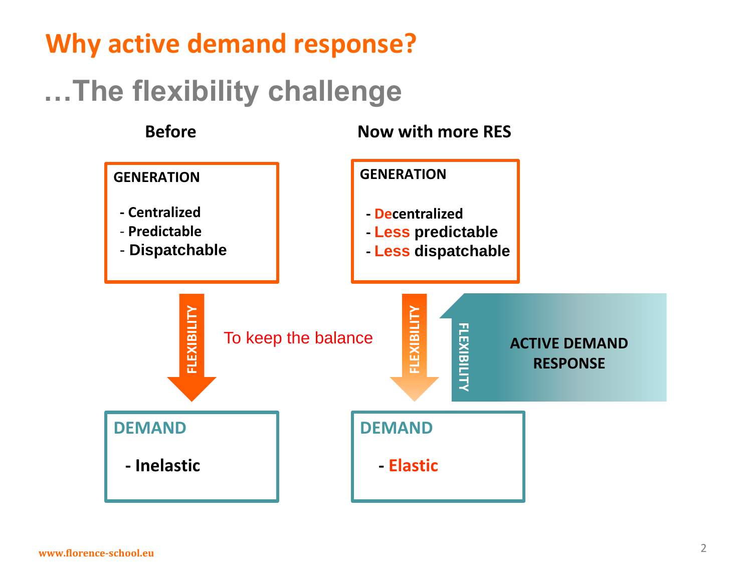# Why active demand response?

## …The flexibility challenge

**Before**

**GENERATION**

- Centralized
- Predictable
- Dispatchable

FLEXIBILITY

To keep the balance

**DEMAND**

- Inelastic

**Now with more RES**

**GENERATION**

- Decentralized
- Less predictable
- Less dispatchable

FLEXIBILITY

FLEXIBILITY

**ACTIVE DEMAND RESPONSE**

**DEMAND**

- Elastic

www.florence-school.eu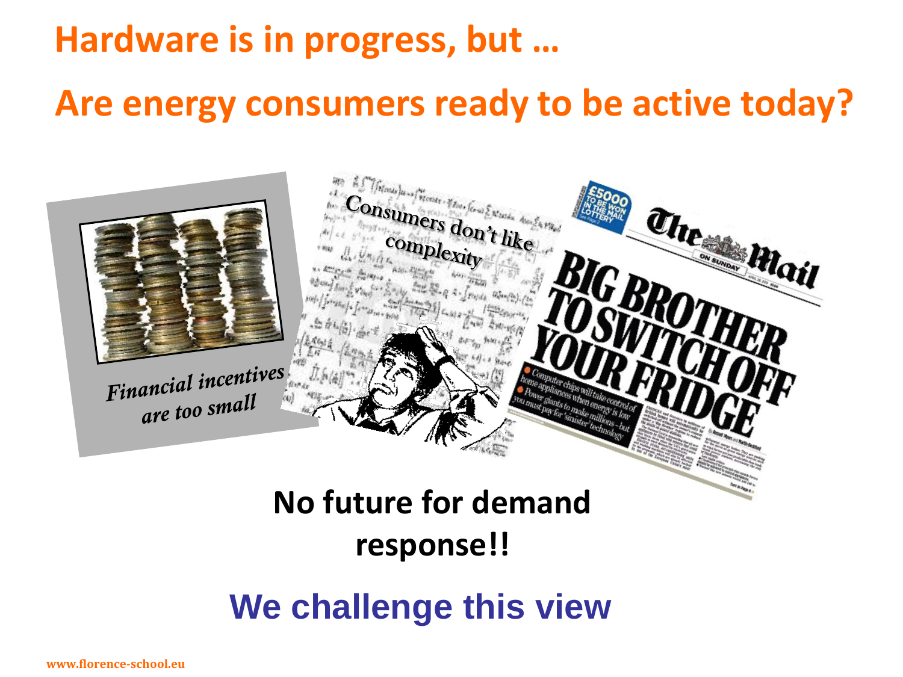# Hardware is in progress, but …

# Are energy consumers ready to be active today?

*Financial incentives are too small*

Consumers don't like complexity

**No future for demand response!!**

**We challenge this view**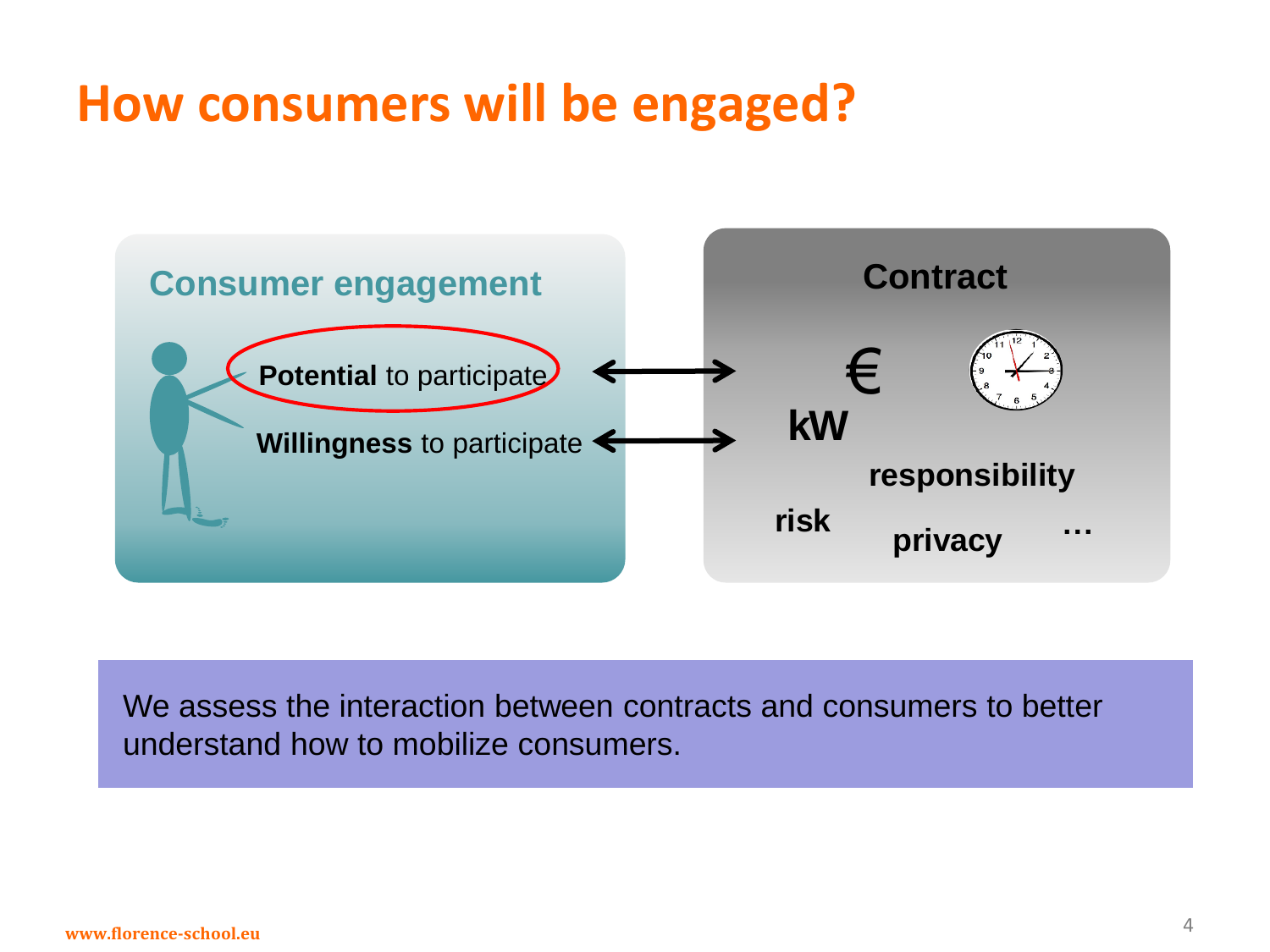# How consumers will be engaged?

**Consumer engagement**

- **Potential** to participate ⟷
- **Willingness** to participate ⟷

**Contract**

€ kW

responsibility

risk privacy …

We assess the interaction between contracts and consumers to better understand how to mobilize consumers.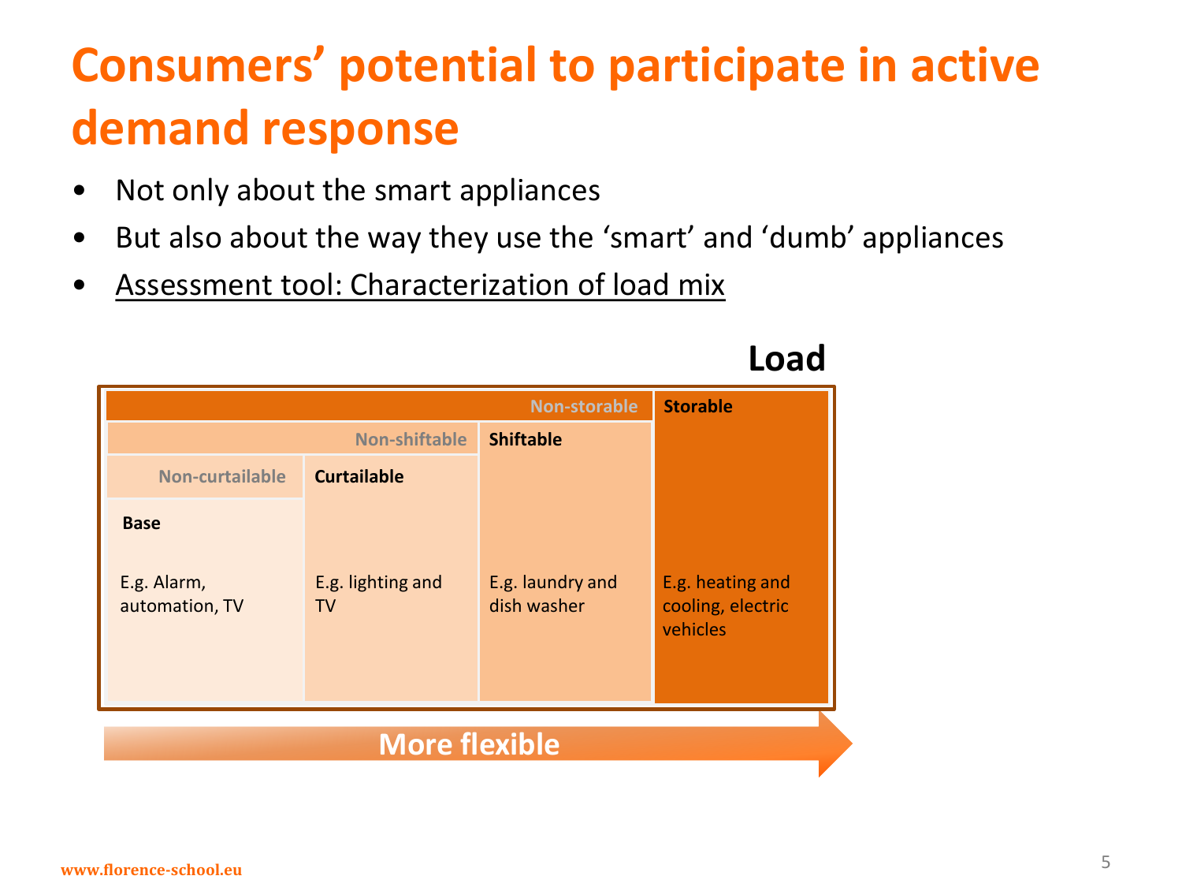# Consumers' potential to participate in active demand response

- Not only about the smart appliances
- But also about the way they use the 'smart' and 'dumb' appliances
- Assessment tool: Characterization of load mix

**Load**

| Non-storable | | | Storable |
|---|---|---|---|
| Non-shiftable | | Shiftable | |
| Non-curtailable | Curtailable | | |
| **Base** E.g. Alarm, automation, TV | E.g. lighting and TV | E.g. laundry and dish washer | E.g. heating and cooling, electric vehicles |

**More flexible** →

www.florence-school.eu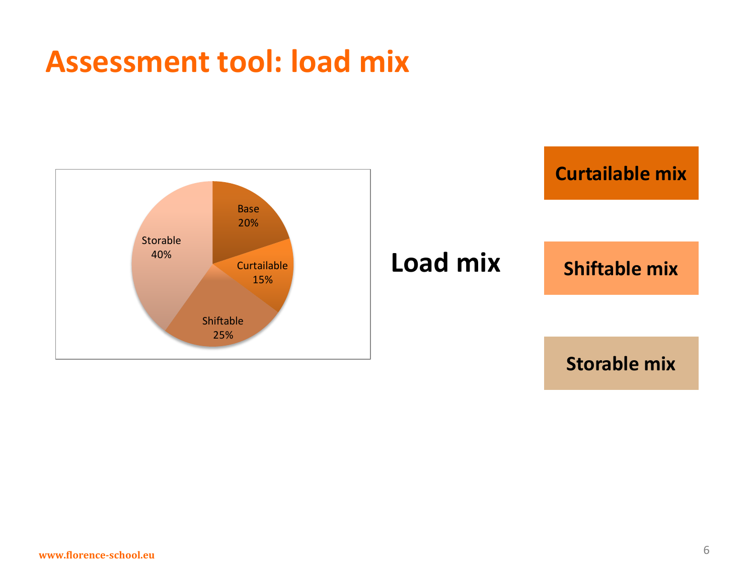# Assessment tool: load mix

| Load type | Share |
| --- | --- |
| Base | 20% |
| Curtailable | 15% |
| Shiftable | 25% |
| Storable | 40% |

**Load mix**

- **Curtailable mix**
- **Shiftable mix**
- **Storable mix**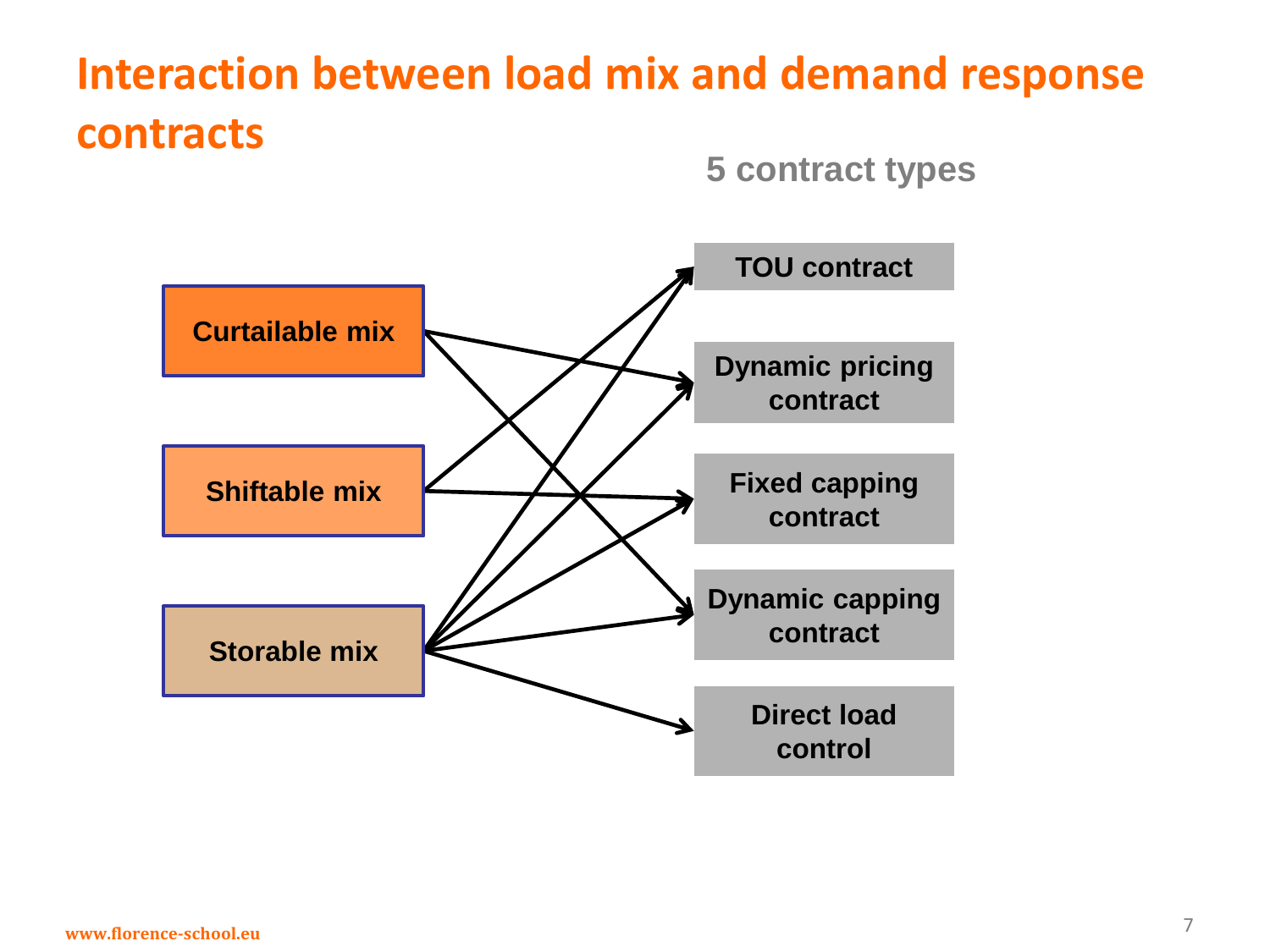# Interaction between load mix and demand response contracts

**5 contract types**

**Load mixes:**

- Curtailable mix
- Shiftable mix
- Storable mix

**Contract types:**

- TOU contract
- Dynamic pricing contract
- Fixed capping contract
- Dynamic capping contract
- Direct load control

**Interactions (arrows):**

- Curtailable mix → Dynamic pricing contract
- Curtailable mix → Dynamic capping contract
- Shiftable mix → TOU contract
- Shiftable mix → Fixed capping contract
- Storable mix → TOU contract
- Storable mix → Dynamic pricing contract
- Storable mix → Fixed capping contract
- Storable mix → Dynamic capping contract
- Storable mix → Direct load control

www.florence-school.eu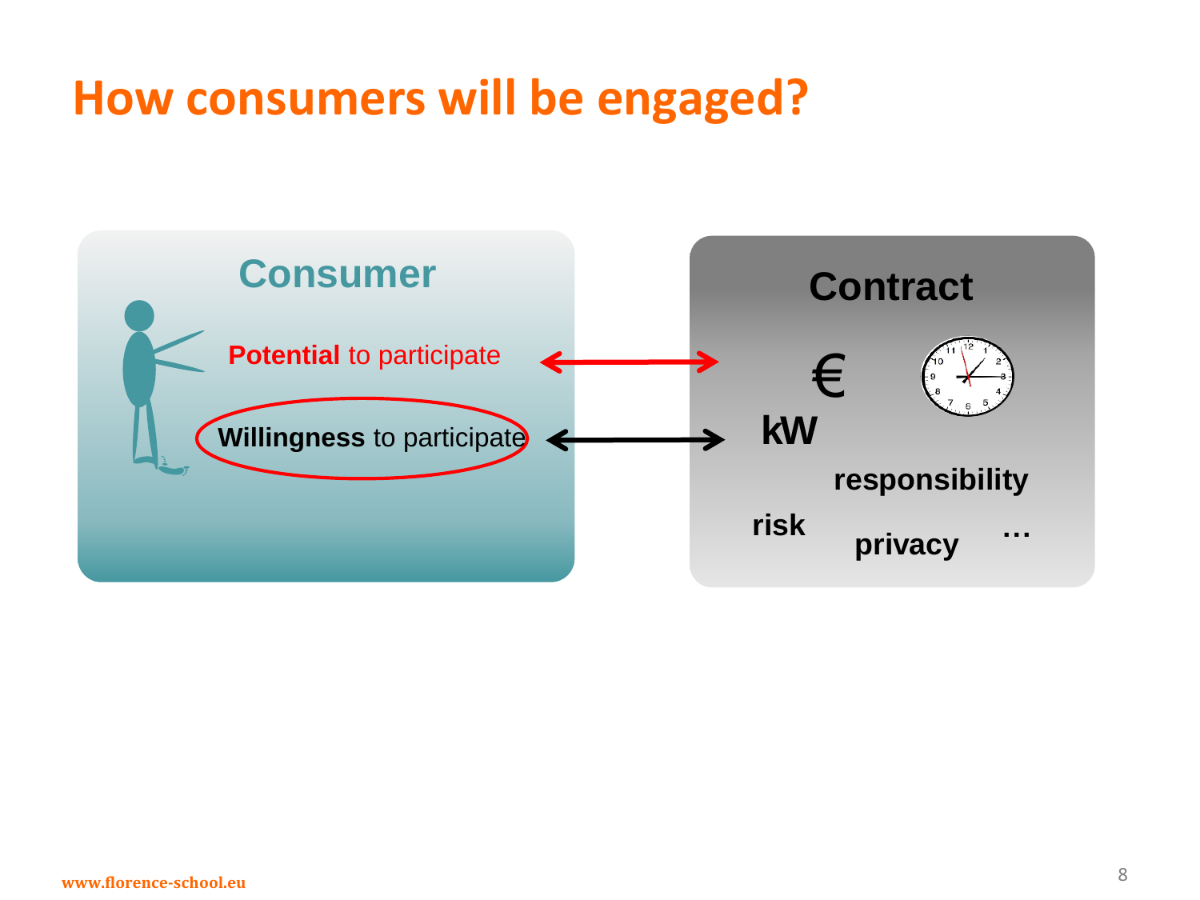# How consumers will be engaged?

## Consumer

**Potential** to participate

**Willingness** to participate

## Contract

€

kW

responsibility

risk

privacy

…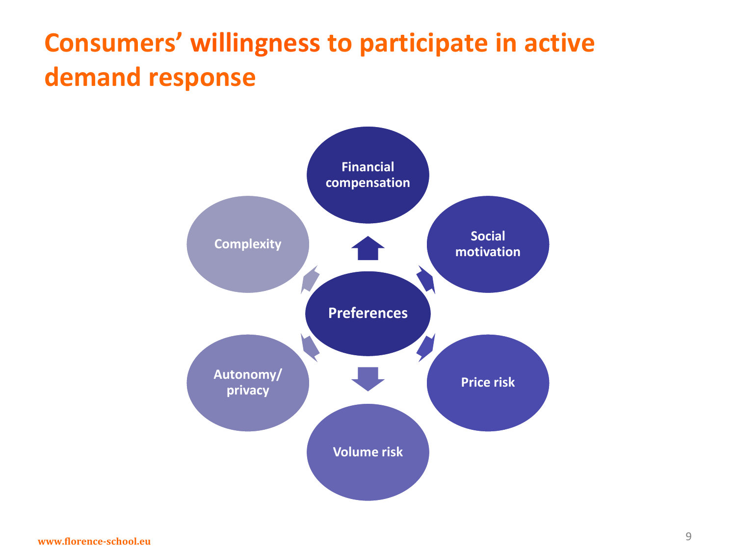# Consumers' willingness to participate in active demand response

- Preferences
  - Financial compensation
  - Social motivation
  - Price risk
  - Volume risk
  - Autonomy/ privacy
  - Complexity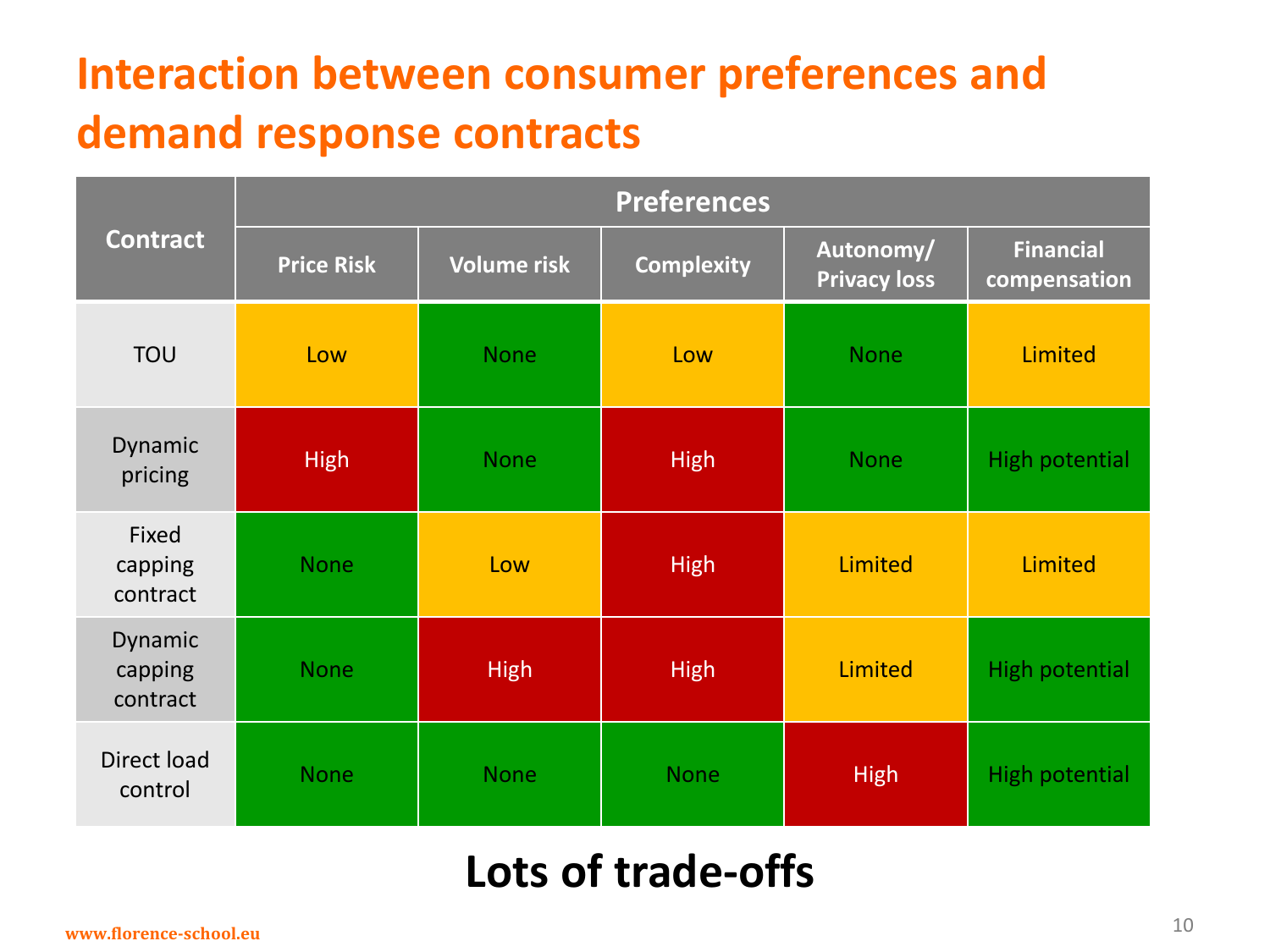# Interaction between consumer preferences and demand response contracts

| Contract | Preferences | | | | |
|---|---|---|---|---|---|
| | Price Risk | Volume risk | Complexity | Autonomy/ Privacy loss | Financial compensation |
| TOU | Low | None | Low | None | Limited |
| Dynamic pricing | High | None | High | None | High potential |
| Fixed capping contract | None | Low | High | Limited | Limited |
| Dynamic capping contract | None | High | High | Limited | High potential |
| Direct load control | None | None | None | High | High potential |

**Lots of trade-offs**

www.florence-school.eu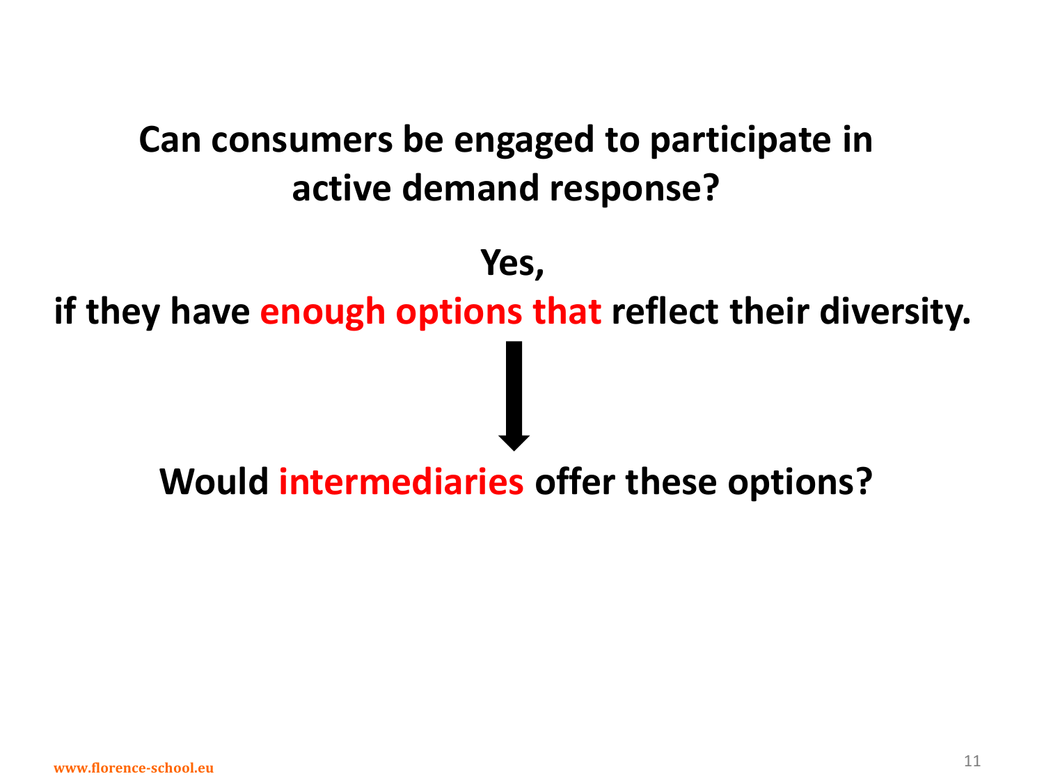**Can consumers be engaged to participate in active demand response?**

**Yes,**

**if they have enough options that reflect their diversity.**

↓

**Would intermediaries offer these options?**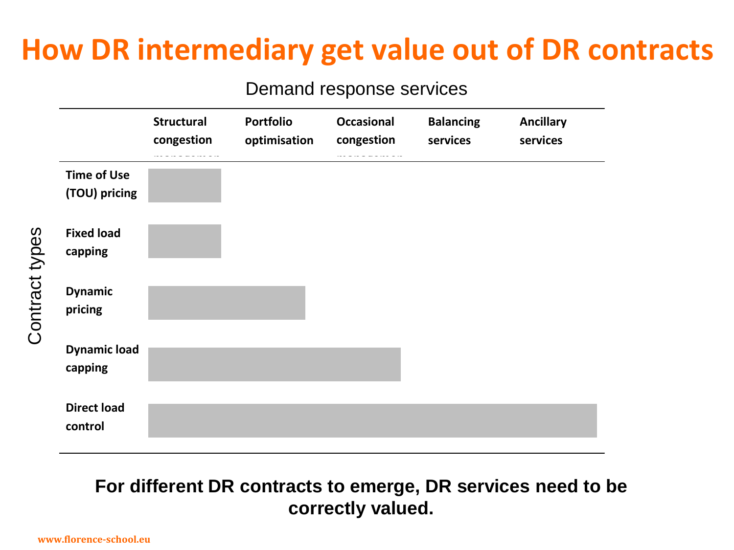# How DR intermediary get value out of DR contracts

**Demand response services** (columns) / **Contract types** (rows)

| Contract types | Structural congestion management | Portfolio optimisation | Occasional congestion management | Balancing services | Ancillary services |
|---|---|---|---|---|---|
| **Time of Use (TOU) pricing** | X | | | | |
| **Fixed load capping** | X | | | | |
| **Dynamic pricing** | X | X | | | |
| **Dynamic load capping** | X | X | X | | |
| **Direct load control** | X | X | X | X | X |

**For different DR contracts to emerge, DR services need to be correctly valued.**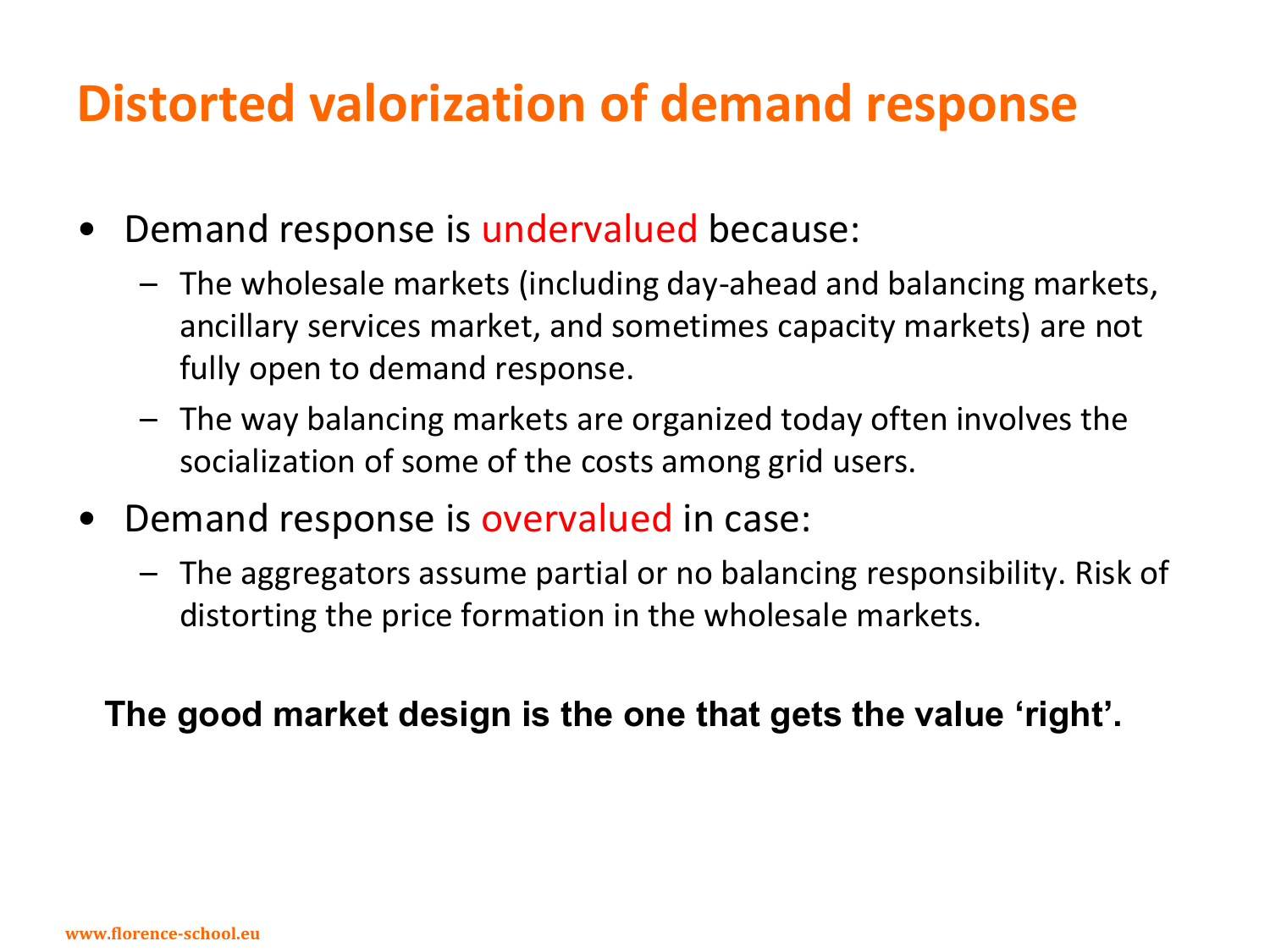# Distorted valorization of demand response

- Demand response is undervalued because:
  - The wholesale markets (including day-ahead and balancing markets, ancillary services market, and sometimes capacity markets) are not fully open to demand response.
  - The way balancing markets are organized today often involves the socialization of some of the costs among grid users.
- Demand response is overvalued in case:
  - The aggregators assume partial or no balancing responsibility. Risk of distorting the price formation in the wholesale markets.

**The good market design is the one that gets the value 'right'.**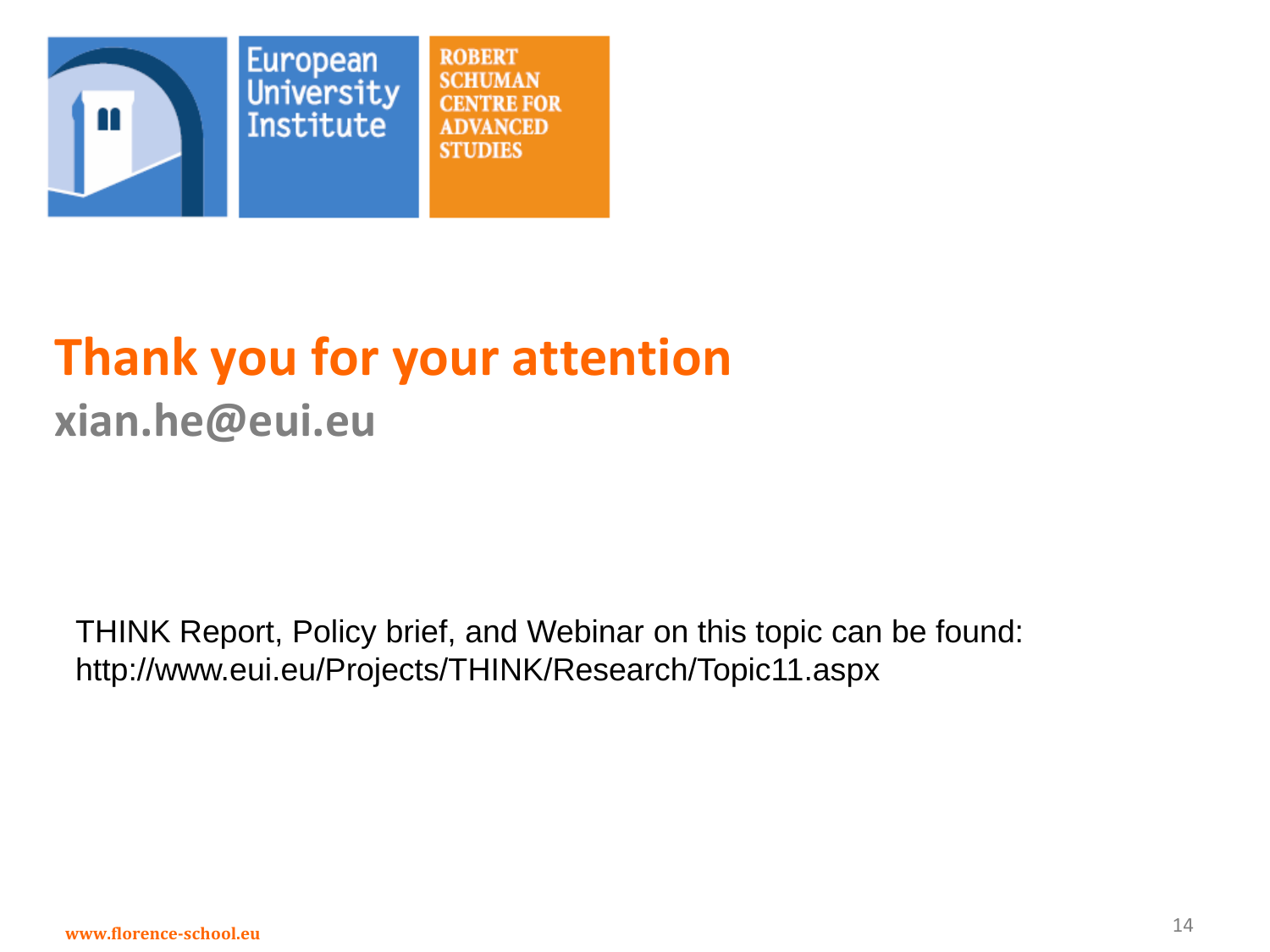European University Institute

ROBERT SCHUMAN CENTRE FOR ADVANCED STUDIES

# Thank you for your attention

**xian.he@eui.eu**

THINK Report, Policy brief, and Webinar on this topic can be found:
http://www.eui.eu/Projects/THINK/Research/Topic11.aspx

www.florence-school.eu